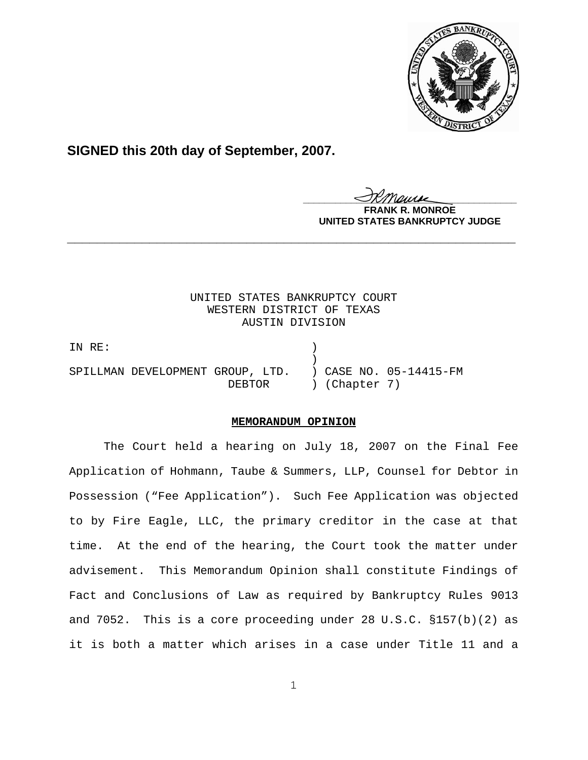**SIGNED this 20th day of September, 2007.**

**FRANK R. MONROE**
**UNITED STATES BANKRUPTCY JUDGE**

---

UNITED STATES BANKRUPTCY COURT
WESTERN DISTRICT OF TEXAS
AUSTIN DIVISION

| | | |
|---|---|---|
| IN RE: | ) | |
| | ) | |
| SPILLMAN DEVELOPMENT GROUP, LTD. | ) | CASE NO. 05-14415-FM |
| DEBTOR | ) | (Chapter 7) |

**MEMORANDUM OPINION**

The Court held a hearing on July 18, 2007 on the Final Fee Application of Hohmann, Taube & Summers, LLP, Counsel for Debtor in Possession ("Fee Application"). Such Fee Application was objected to by Fire Eagle, LLC, the primary creditor in the case at that time. At the end of the hearing, the Court took the matter under advisement. This Memorandum Opinion shall constitute Findings of Fact and Conclusions of Law as required by Bankruptcy Rules 9013 and 7052. This is a core proceeding under 28 U.S.C. §157(b)(2) as it is both a matter which arises in a case under Title 11 and a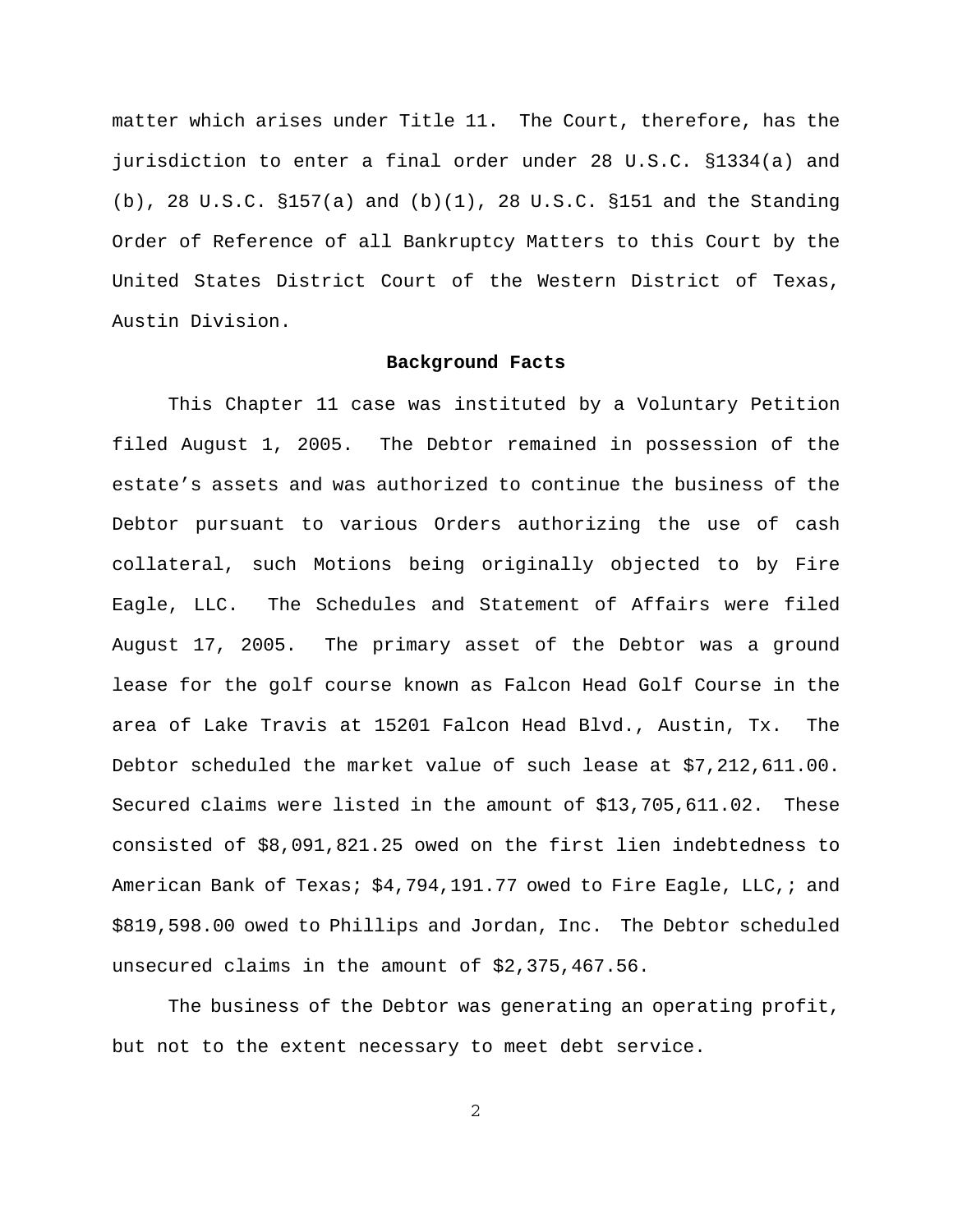matter which arises under Title 11. The Court, therefore, has the jurisdiction to enter a final order under 28 U.S.C. §1334(a) and (b), 28 U.S.C. §157(a) and (b)(1), 28 U.S.C. §151 and the Standing Order of Reference of all Bankruptcy Matters to this Court by the United States District Court of the Western District of Texas, Austin Division.

**Background Facts**

This Chapter 11 case was instituted by a Voluntary Petition filed August 1, 2005. The Debtor remained in possession of the estate's assets and was authorized to continue the business of the Debtor pursuant to various Orders authorizing the use of cash collateral, such Motions being originally objected to by Fire Eagle, LLC. The Schedules and Statement of Affairs were filed August 17, 2005. The primary asset of the Debtor was a ground lease for the golf course known as Falcon Head Golf Course in the area of Lake Travis at 15201 Falcon Head Blvd., Austin, Tx. The Debtor scheduled the market value of such lease at $7,212,611.00. Secured claims were listed in the amount of $13,705,611.02. These consisted of $8,091,821.25 owed on the first lien indebtedness to American Bank of Texas; $4,794,191.77 owed to Fire Eagle, LLC,; and $819,598.00 owed to Phillips and Jordan, Inc. The Debtor scheduled unsecured claims in the amount of $2,375,467.56.

The business of the Debtor was generating an operating profit, but not to the extent necessary to meet debt service.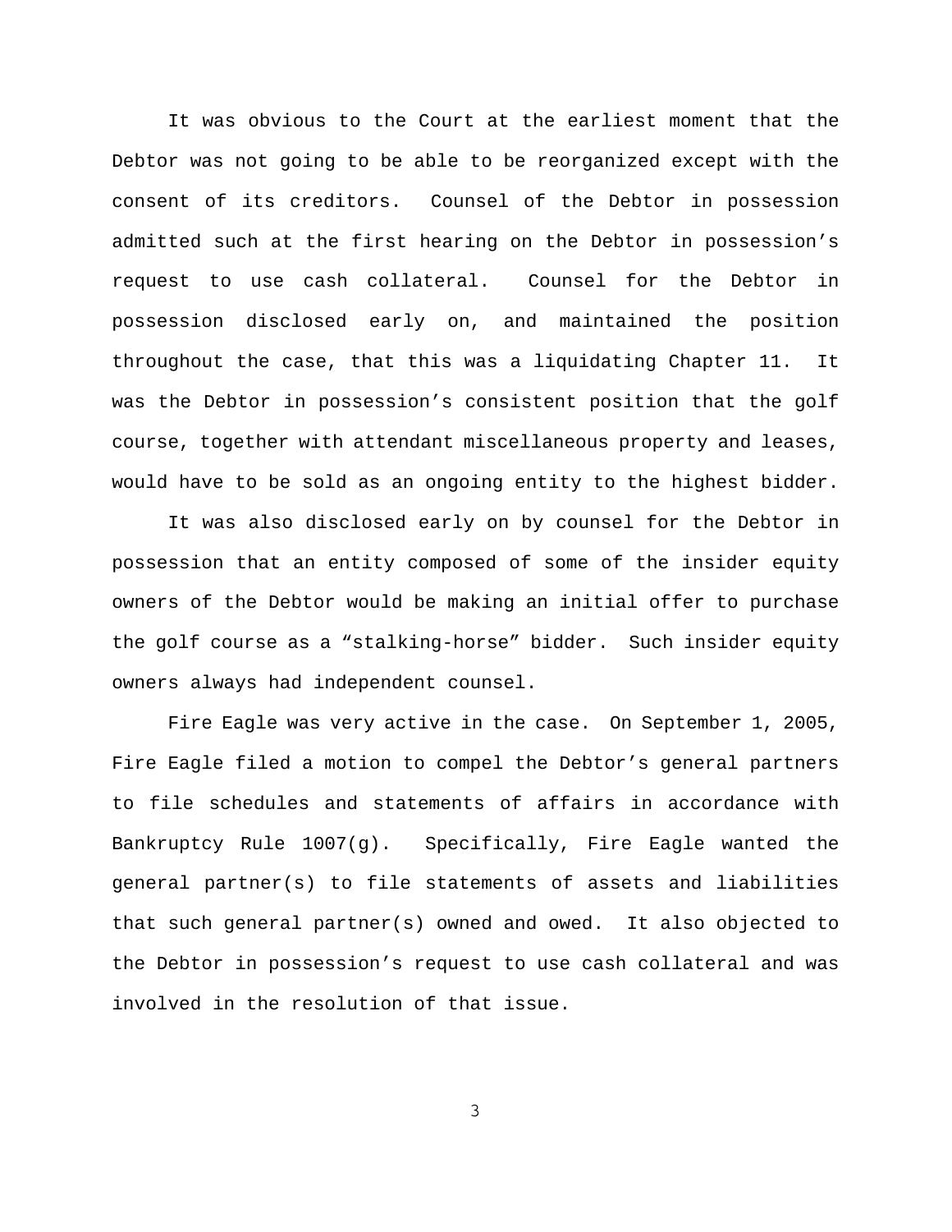It was obvious to the Court at the earliest moment that the Debtor was not going to be able to be reorganized except with the consent of its creditors. Counsel of the Debtor in possession admitted such at the first hearing on the Debtor in possession's request to use cash collateral. Counsel for the Debtor in possession disclosed early on, and maintained the position throughout the case, that this was a liquidating Chapter 11. It was the Debtor in possession's consistent position that the golf course, together with attendant miscellaneous property and leases, would have to be sold as an ongoing entity to the highest bidder.

It was also disclosed early on by counsel for the Debtor in possession that an entity composed of some of the insider equity owners of the Debtor would be making an initial offer to purchase the golf course as a "stalking-horse" bidder. Such insider equity owners always had independent counsel.

Fire Eagle was very active in the case. On September 1, 2005, Fire Eagle filed a motion to compel the Debtor's general partners to file schedules and statements of affairs in accordance with Bankruptcy Rule 1007(g). Specifically, Fire Eagle wanted the general partner(s) to file statements of assets and liabilities that such general partner(s) owned and owed. It also objected to the Debtor in possession's request to use cash collateral and was involved in the resolution of that issue.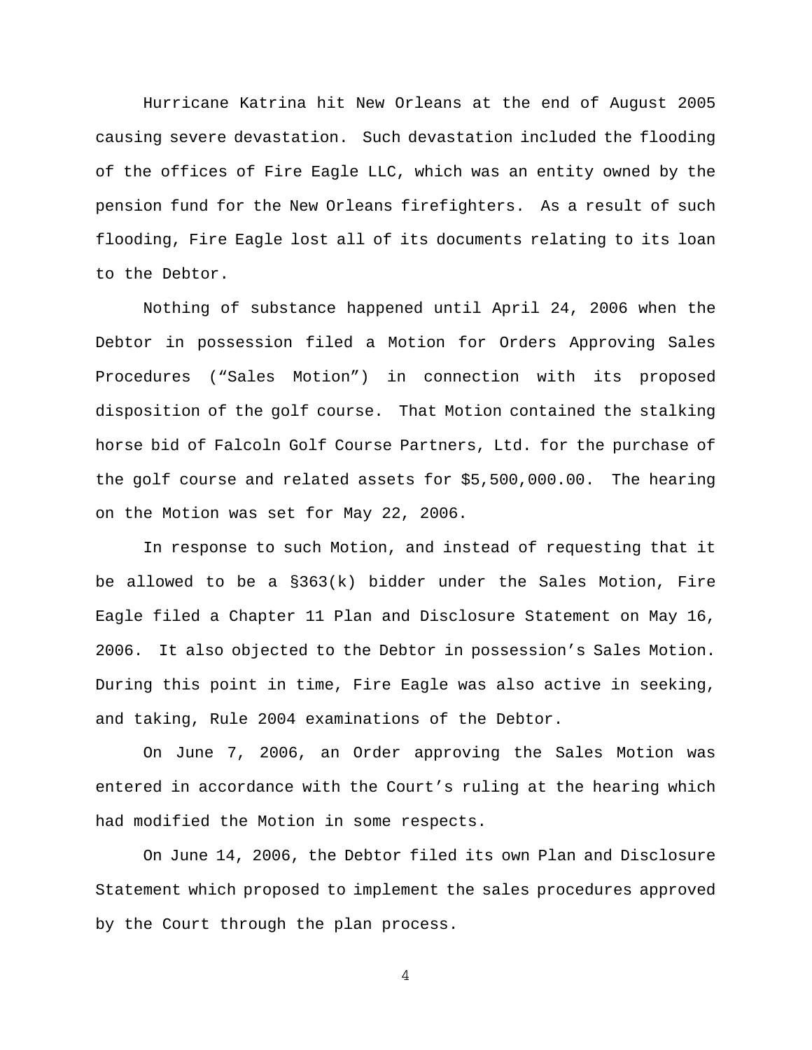Hurricane Katrina hit New Orleans at the end of August 2005 causing severe devastation. Such devastation included the flooding of the offices of Fire Eagle LLC, which was an entity owned by the pension fund for the New Orleans firefighters. As a result of such flooding, Fire Eagle lost all of its documents relating to its loan to the Debtor.

Nothing of substance happened until April 24, 2006 when the Debtor in possession filed a Motion for Orders Approving Sales Procedures ("Sales Motion") in connection with its proposed disposition of the golf course. That Motion contained the stalking horse bid of Falcoln Golf Course Partners, Ltd. for the purchase of the golf course and related assets for $5,500,000.00. The hearing on the Motion was set for May 22, 2006.

In response to such Motion, and instead of requesting that it be allowed to be a §363(k) bidder under the Sales Motion, Fire Eagle filed a Chapter 11 Plan and Disclosure Statement on May 16, 2006. It also objected to the Debtor in possession's Sales Motion. During this point in time, Fire Eagle was also active in seeking, and taking, Rule 2004 examinations of the Debtor.

On June 7, 2006, an Order approving the Sales Motion was entered in accordance with the Court's ruling at the hearing which had modified the Motion in some respects.

On June 14, 2006, the Debtor filed its own Plan and Disclosure Statement which proposed to implement the sales procedures approved by the Court through the plan process.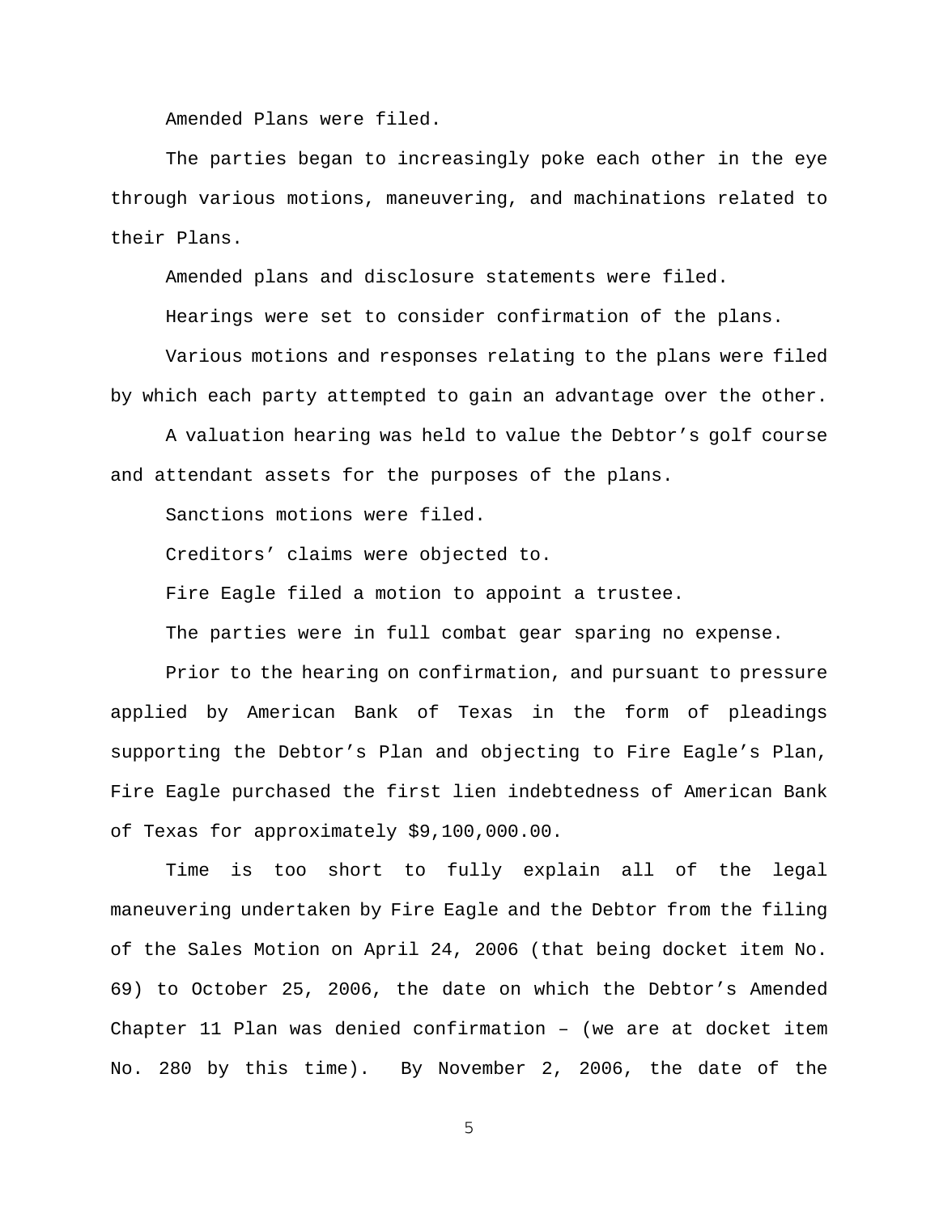Amended Plans were filed.

The parties began to increasingly poke each other in the eye through various motions, maneuvering, and machinations related to their Plans.

Amended plans and disclosure statements were filed.

Hearings were set to consider confirmation of the plans.

Various motions and responses relating to the plans were filed by which each party attempted to gain an advantage over the other.

A valuation hearing was held to value the Debtor's golf course and attendant assets for the purposes of the plans.

Sanctions motions were filed.

Creditors' claims were objected to.

Fire Eagle filed a motion to appoint a trustee.

The parties were in full combat gear sparing no expense.

Prior to the hearing on confirmation, and pursuant to pressure applied by American Bank of Texas in the form of pleadings supporting the Debtor's Plan and objecting to Fire Eagle's Plan, Fire Eagle purchased the first lien indebtedness of American Bank of Texas for approximately $9,100,000.00.

Time is too short to fully explain all of the legal maneuvering undertaken by Fire Eagle and the Debtor from the filing of the Sales Motion on April 24, 2006 (that being docket item No. 69) to October 25, 2006, the date on which the Debtor's Amended Chapter 11 Plan was denied confirmation – (we are at docket item No. 280 by this time). By November 2, 2006, the date of the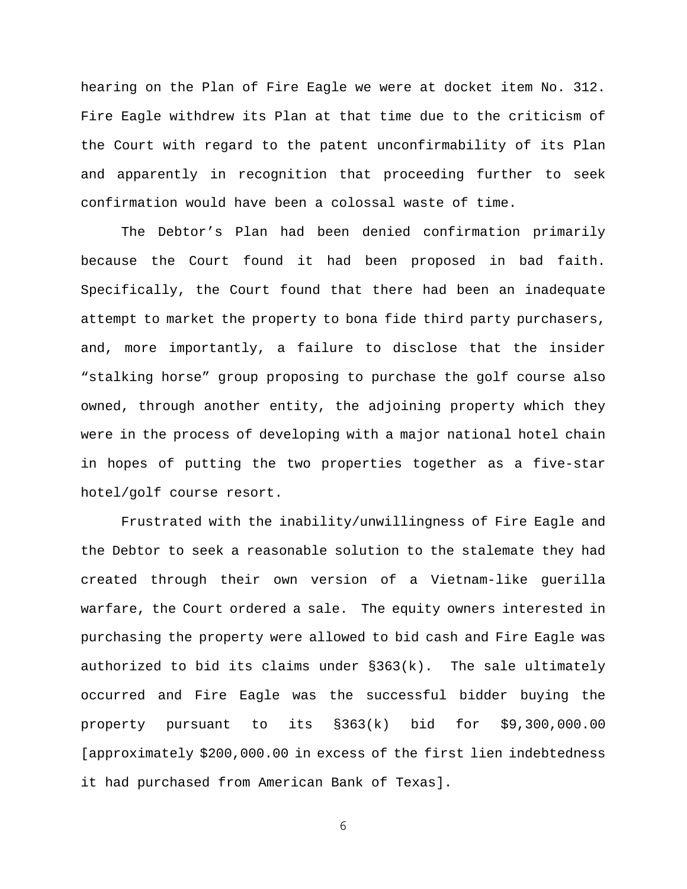hearing on the Plan of Fire Eagle we were at docket item No. 312. Fire Eagle withdrew its Plan at that time due to the criticism of the Court with regard to the patent unconfirmability of its Plan and apparently in recognition that proceeding further to seek confirmation would have been a colossal waste of time.

The Debtor's Plan had been denied confirmation primarily because the Court found it had been proposed in bad faith. Specifically, the Court found that there had been an inadequate attempt to market the property to bona fide third party purchasers, and, more importantly, a failure to disclose that the insider "stalking horse" group proposing to purchase the golf course also owned, through another entity, the adjoining property which they were in the process of developing with a major national hotel chain in hopes of putting the two properties together as a five-star hotel/golf course resort.

Frustrated with the inability/unwillingness of Fire Eagle and the Debtor to seek a reasonable solution to the stalemate they had created through their own version of a Vietnam-like guerilla warfare, the Court ordered a sale. The equity owners interested in purchasing the property were allowed to bid cash and Fire Eagle was authorized to bid its claims under §363(k). The sale ultimately occurred and Fire Eagle was the successful bidder buying the property pursuant to its §363(k) bid for $9,300,000.00 [approximately $200,000.00 in excess of the first lien indebtedness it had purchased from American Bank of Texas].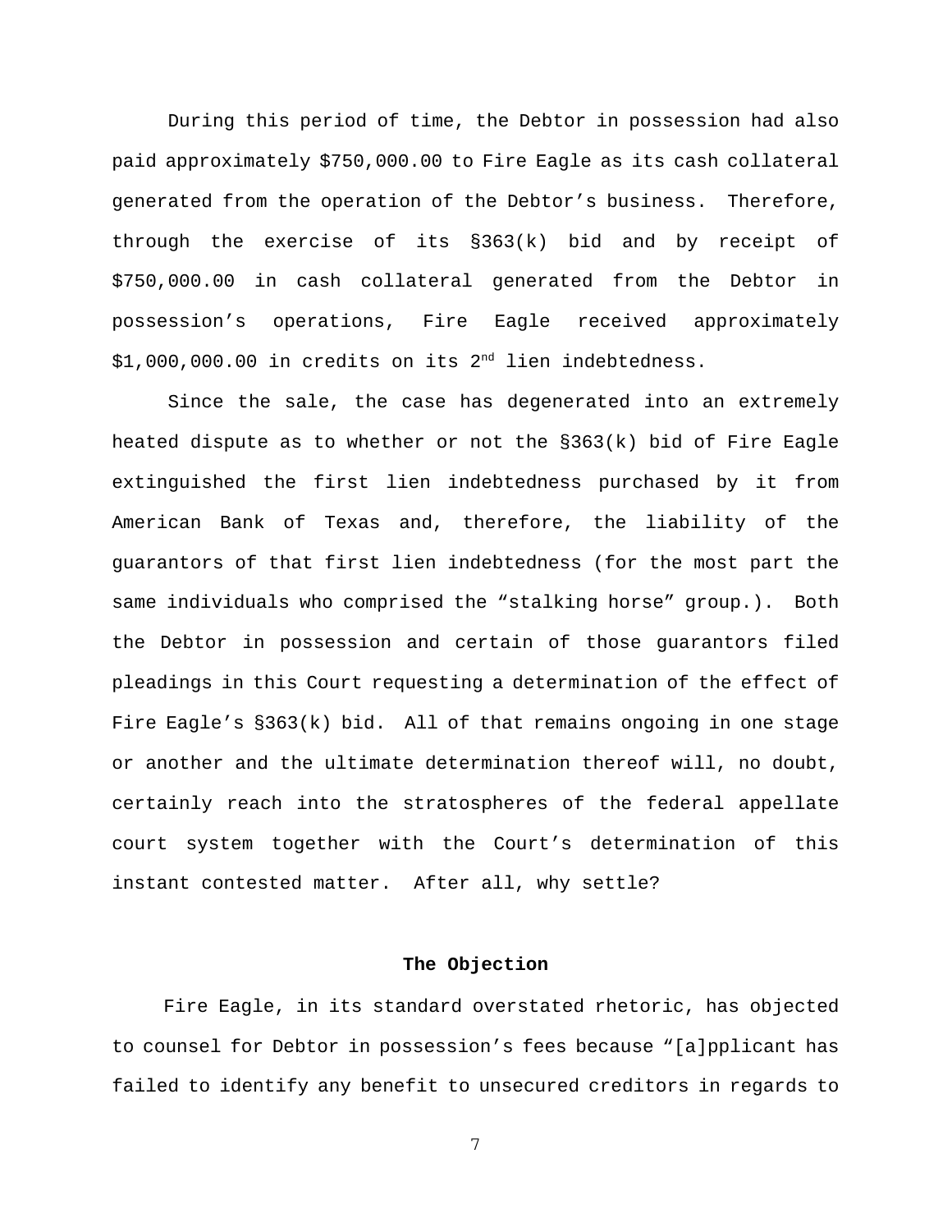During this period of time, the Debtor in possession had also paid approximately $750,000.00 to Fire Eagle as its cash collateral generated from the operation of the Debtor's business. Therefore, through the exercise of its §363(k) bid and by receipt of $750,000.00 in cash collateral generated from the Debtor in possession's operations, Fire Eagle received approximately $1,000,000.00 in credits on its 2nd lien indebtedness.

Since the sale, the case has degenerated into an extremely heated dispute as to whether or not the §363(k) bid of Fire Eagle extinguished the first lien indebtedness purchased by it from American Bank of Texas and, therefore, the liability of the guarantors of that first lien indebtedness (for the most part the same individuals who comprised the "stalking horse" group.). Both the Debtor in possession and certain of those guarantors filed pleadings in this Court requesting a determination of the effect of Fire Eagle's §363(k) bid. All of that remains ongoing in one stage or another and the ultimate determination thereof will, no doubt, certainly reach into the stratospheres of the federal appellate court system together with the Court's determination of this instant contested matter. After all, why settle?

## The Objection

Fire Eagle, in its standard overstated rhetoric, has objected to counsel for Debtor in possession's fees because "[a]pplicant has failed to identify any benefit to unsecured creditors in regards to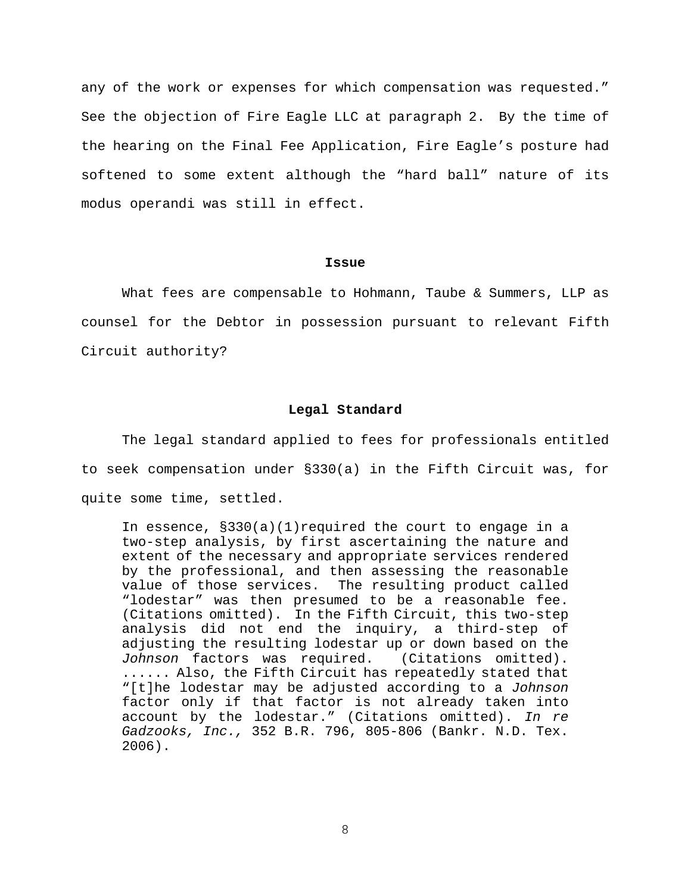any of the work or expenses for which compensation was requested." See the objection of Fire Eagle LLC at paragraph 2. By the time of the hearing on the Final Fee Application, Fire Eagle's posture had softened to some extent although the "hard ball" nature of its modus operandi was still in effect.

## Issue

What fees are compensable to Hohmann, Taube & Summers, LLP as counsel for the Debtor in possession pursuant to relevant Fifth Circuit authority?

## Legal Standard

The legal standard applied to fees for professionals entitled to seek compensation under §330(a) in the Fifth Circuit was, for quite some time, settled.

> In essence, §330(a)(1)required the court to engage in a two-step analysis, by first ascertaining the nature and extent of the necessary and appropriate services rendered by the professional, and then assessing the reasonable value of those services. The resulting product called "lodestar" was then presumed to be a reasonable fee. (Citations omitted). In the Fifth Circuit, this two-step analysis did not end the inquiry, a third-step of adjusting the resulting lodestar up or down based on the *Johnson* factors was required. (Citations omitted). ...... Also, the Fifth Circuit has repeatedly stated that "[t]he lodestar may be adjusted according to a *Johnson* factor only if that factor is not already taken into account by the lodestar." (Citations omitted). *In re Gadzooks, Inc.,* 352 B.R. 796, 805-806 (Bankr. N.D. Tex. 2006).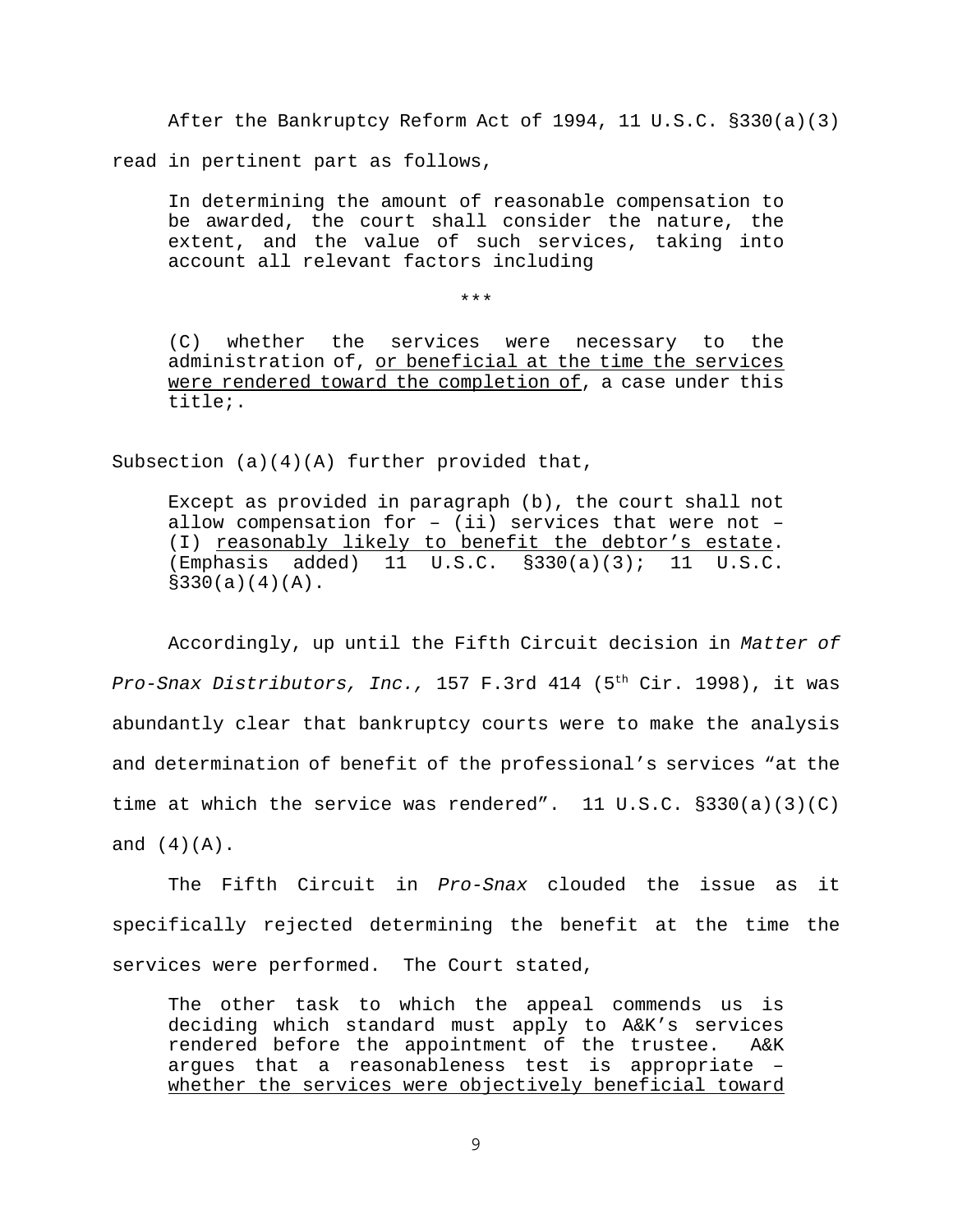After the Bankruptcy Reform Act of 1994, 11 U.S.C. §330(a)(3) read in pertinent part as follows,

> In determining the amount of reasonable compensation to be awarded, the court shall consider the nature, the extent, and the value of such services, taking into account all relevant factors including
>
> ***
>
> (C) whether the services were necessary to the administration of, <u>or beneficial at the time the services were rendered toward the completion of</u>, a case under this title;.

Subsection (a)(4)(A) further provided that,

> Except as provided in paragraph (b), the court shall not allow compensation for – (ii) services that were not – (I) <u>reasonably likely to benefit the debtor's estate</u>. (Emphasis added) 11 U.S.C. §330(a)(3); 11 U.S.C. §330(a)(4)(A).

Accordingly, up until the Fifth Circuit decision in *Matter of Pro-Snax Distributors, Inc.,* 157 F.3rd 414 (5th Cir. 1998), it was abundantly clear that bankruptcy courts were to make the analysis and determination of benefit of the professional's services "at the time at which the service was rendered". 11 U.S.C. §330(a)(3)(C) and (4)(A).

The Fifth Circuit in *Pro-Snax* clouded the issue as it specifically rejected determining the benefit at the time the services were performed. The Court stated,

> The other task to which the appeal commends us is deciding which standard must apply to A&K's services rendered before the appointment of the trustee. A&K argues that a reasonableness test is appropriate – <u>whether the services were objectively beneficial toward</u>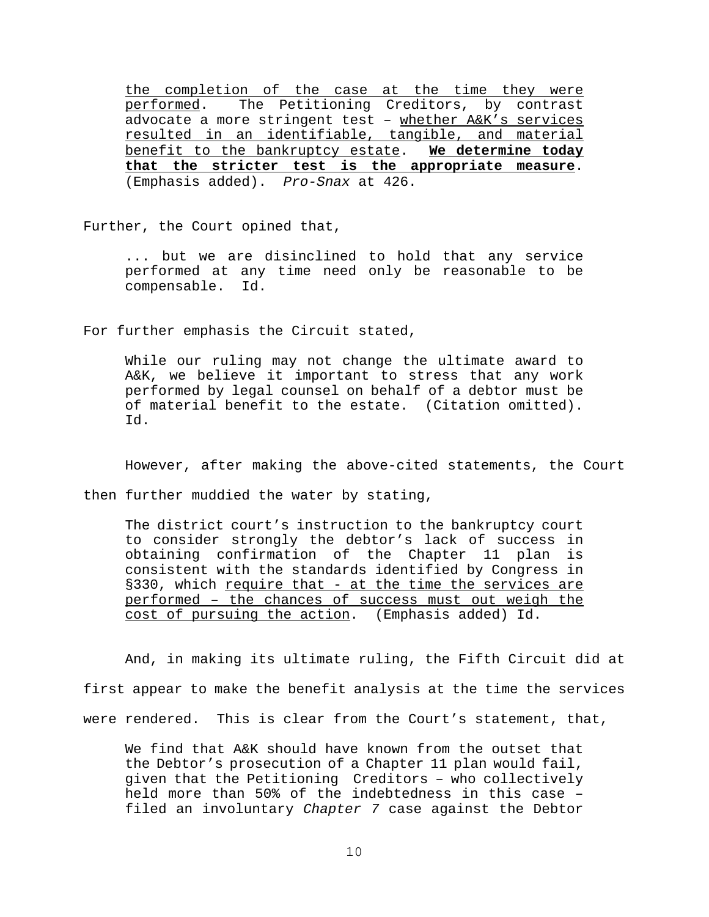> <u>the completion of the case at the time they were performed</u>. The Petitioning Creditors, by contrast advocate a more stringent test – <u>whether A&K's services resulted in an identifiable, tangible, and material benefit to the bankruptcy estate</u>. <u>**We determine today that the stricter test is the appropriate measure**</u>. (Emphasis added). *Pro-Snax* at 426.

Further, the Court opined that,

> ... but we are disinclined to hold that any service performed at any time need only be reasonable to be compensable. Id.

For further emphasis the Circuit stated,

> While our ruling may not change the ultimate award to A&K, we believe it important to stress that any work performed by legal counsel on behalf of a debtor must be of material benefit to the estate. (Citation omitted). Id.

However, after making the above-cited statements, the Court then further muddied the water by stating,

> The district court's instruction to the bankruptcy court to consider strongly the debtor's lack of success in obtaining confirmation of the Chapter 11 plan is consistent with the standards identified by Congress in §330, which <u>require that - at the time the services are performed – the chances of success must out weigh the cost of pursuing the action</u>. (Emphasis added) Id.

And, in making its ultimate ruling, the Fifth Circuit did at first appear to make the benefit analysis at the time the services were rendered. This is clear from the Court's statement, that,

> We find that A&K should have known from the outset that the Debtor's prosecution of a Chapter 11 plan would fail, given that the Petitioning Creditors – who collectively held more than 50% of the indebtedness in this case – filed an involuntary *Chapter 7* case against the Debtor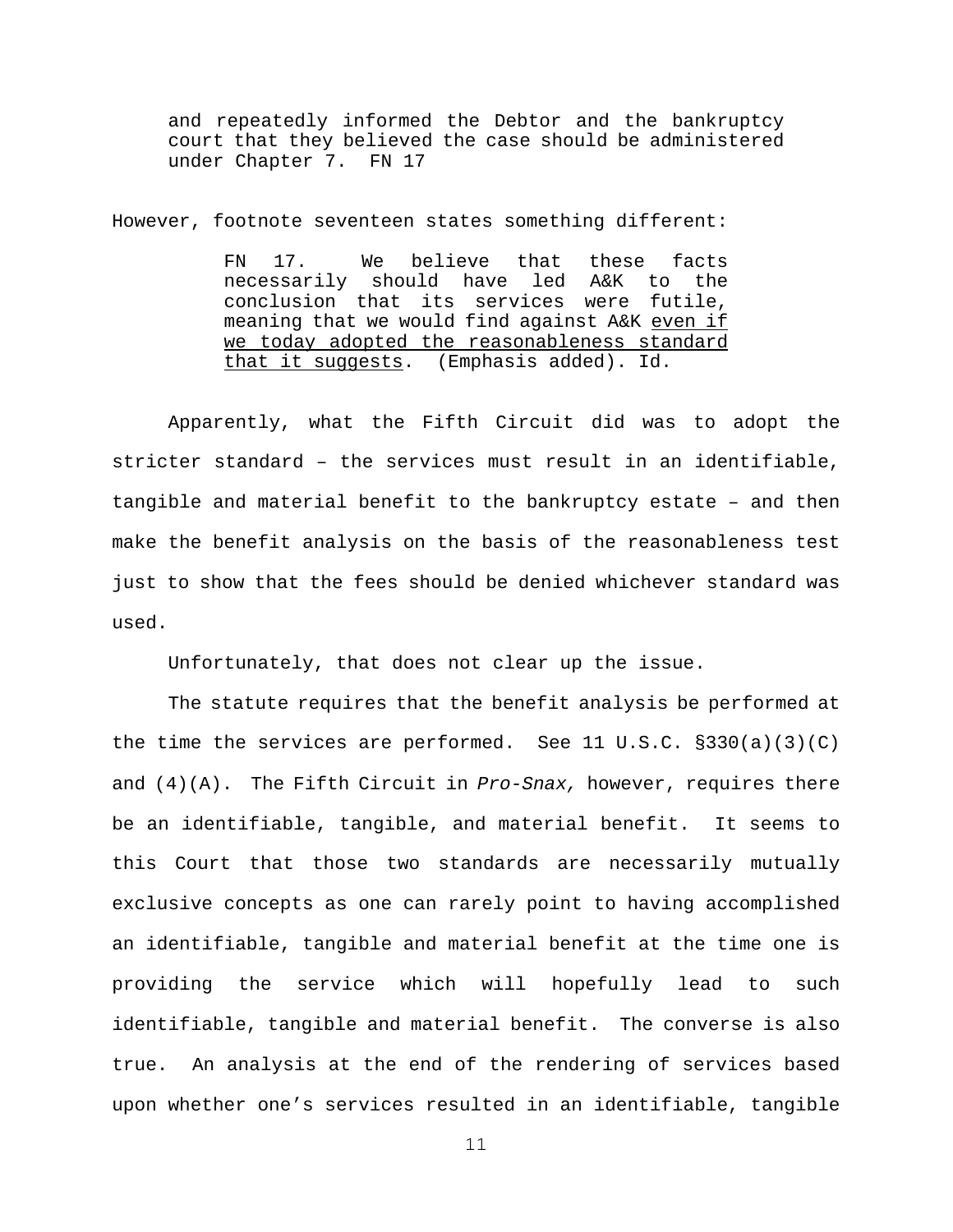> and repeatedly informed the Debtor and the bankruptcy court that they believed the case should be administered under Chapter 7. FN 17

However, footnote seventeen states something different:

> FN 17. We believe that these facts necessarily should have led A&K to the conclusion that its services were futile, meaning that we would find against A&K <u>even if we today adopted the reasonableness standard that it suggests</u>. (Emphasis added). Id.

Apparently, what the Fifth Circuit did was to adopt the stricter standard – the services must result in an identifiable, tangible and material benefit to the bankruptcy estate – and then make the benefit analysis on the basis of the reasonableness test just to show that the fees should be denied whichever standard was used.

Unfortunately, that does not clear up the issue.

The statute requires that the benefit analysis be performed at the time the services are performed. See 11 U.S.C. §330(a)(3)(C) and (4)(A). The Fifth Circuit in *Pro-Snax,* however, requires there be an identifiable, tangible, and material benefit. It seems to this Court that those two standards are necessarily mutually exclusive concepts as one can rarely point to having accomplished an identifiable, tangible and material benefit at the time one is providing the service which will hopefully lead to such identifiable, tangible and material benefit. The converse is also true. An analysis at the end of the rendering of services based upon whether one's services resulted in an identifiable, tangible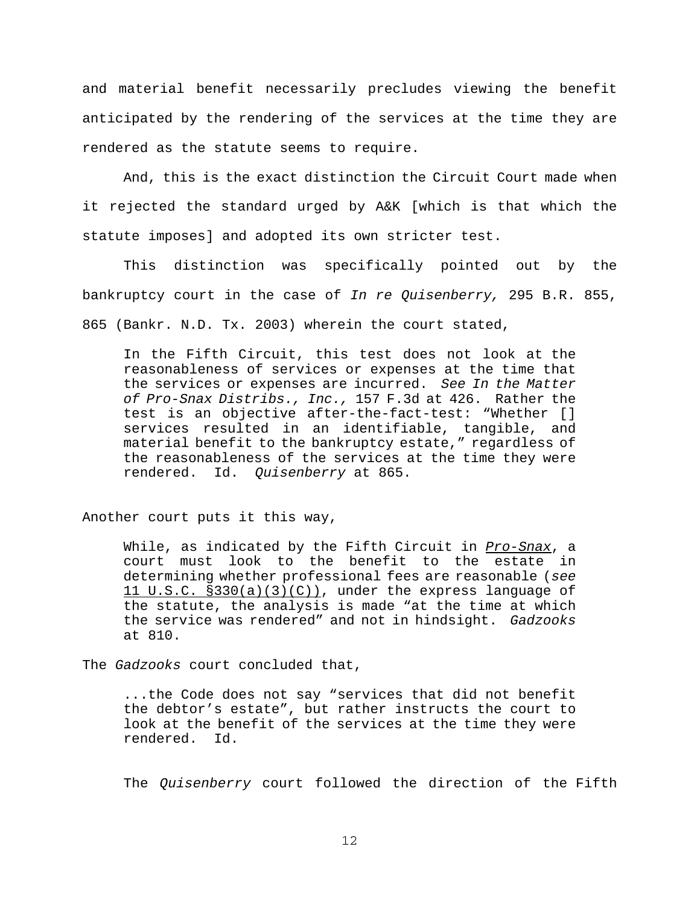and material benefit necessarily precludes viewing the benefit anticipated by the rendering of the services at the time they are rendered as the statute seems to require.

And, this is the exact distinction the Circuit Court made when it rejected the standard urged by A&K [which is that which the statute imposes] and adopted its own stricter test.

This distinction was specifically pointed out by the bankruptcy court in the case of *In re Quisenberry,* 295 B.R. 855, 865 (Bankr. N.D. Tx. 2003) wherein the court stated,

> In the Fifth Circuit, this test does not look at the reasonableness of services or expenses at the time that the services or expenses are incurred. *See In the Matter of Pro-Snax Distribs., Inc.,* 157 F.3d at 426. Rather the test is an objective after-the-fact-test: "Whether [] services resulted in an identifiable, tangible, and material benefit to the bankruptcy estate," regardless of the reasonableness of the services at the time they were rendered. Id. *Quisenberry* at 865.

Another court puts it this way,

> While, as indicated by the Fifth Circuit in <u>*Pro-Snax*</u>, a court must look to the benefit to the estate in determining whether professional fees are reasonable (*see* <u>11 U.S.C. §330(a)(3)(C))</u>, under the express language of the statute, the analysis is made "at the time at which the service was rendered" and not in hindsight. *Gadzooks* at 810.

The *Gadzooks* court concluded that,

> ...the Code does not say "services that did not benefit the debtor's estate", but rather instructs the court to look at the benefit of the services at the time they were rendered. Id.

The *Quisenberry* court followed the direction of the Fifth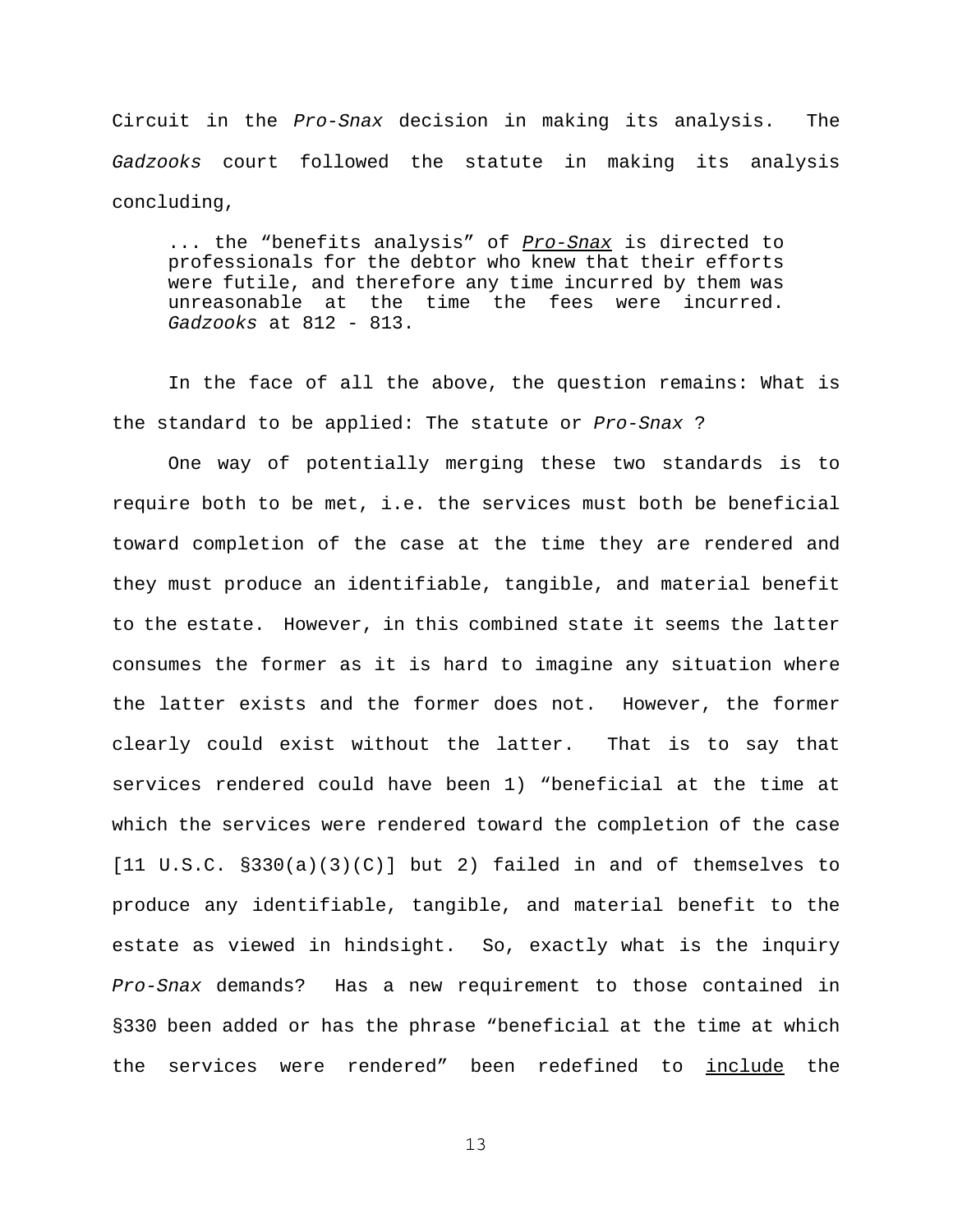Circuit in the *Pro-Snax* decision in making its analysis. The *Gadzooks* court followed the statute in making its analysis concluding,

> ... the "benefits analysis" of *Pro-Snax* is directed to professionals for the debtor who knew that their efforts were futile, and therefore any time incurred by them was unreasonable at the time the fees were incurred. *Gadzooks* at 812 - 813.

In the face of all the above, the question remains: What is the standard to be applied: The statute or *Pro-Snax* ?

One way of potentially merging these two standards is to require both to be met, i.e. the services must both be beneficial toward completion of the case at the time they are rendered and they must produce an identifiable, tangible, and material benefit to the estate. However, in this combined state it seems the latter consumes the former as it is hard to imagine any situation where the latter exists and the former does not. However, the former clearly could exist without the latter. That is to say that services rendered could have been 1) "beneficial at the time at which the services were rendered toward the completion of the case [11 U.S.C. §330(a)(3)(C)] but 2) failed in and of themselves to produce any identifiable, tangible, and material benefit to the estate as viewed in hindsight. So, exactly what is the inquiry *Pro-Snax* demands? Has a new requirement to those contained in §330 been added or has the phrase "beneficial at the time at which the services were rendered" been redefined to <u>include</u> the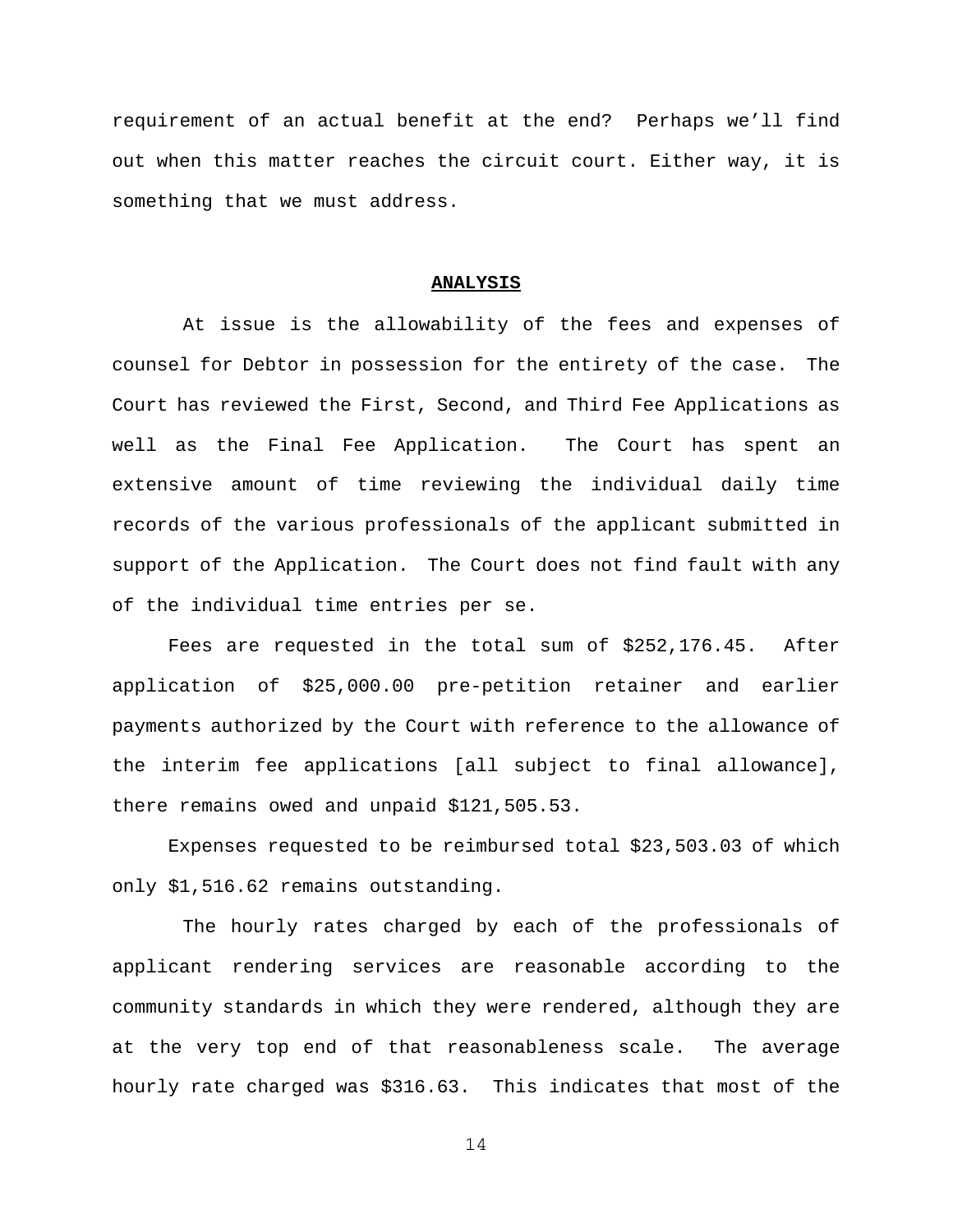requirement of an actual benefit at the end? Perhaps we'll find out when this matter reaches the circuit court. Either way, it is something that we must address.

## **ANALYSIS**

At issue is the allowability of the fees and expenses of counsel for Debtor in possession for the entirety of the case. The Court has reviewed the First, Second, and Third Fee Applications as well as the Final Fee Application. The Court has spent an extensive amount of time reviewing the individual daily time records of the various professionals of the applicant submitted in support of the Application. The Court does not find fault with any of the individual time entries per se.

Fees are requested in the total sum of $252,176.45. After application of $25,000.00 pre-petition retainer and earlier payments authorized by the Court with reference to the allowance of the interim fee applications [all subject to final allowance], there remains owed and unpaid $121,505.53.

Expenses requested to be reimbursed total $23,503.03 of which only $1,516.62 remains outstanding.

The hourly rates charged by each of the professionals of applicant rendering services are reasonable according to the community standards in which they were rendered, although they are at the very top end of that reasonableness scale. The average hourly rate charged was $316.63. This indicates that most of the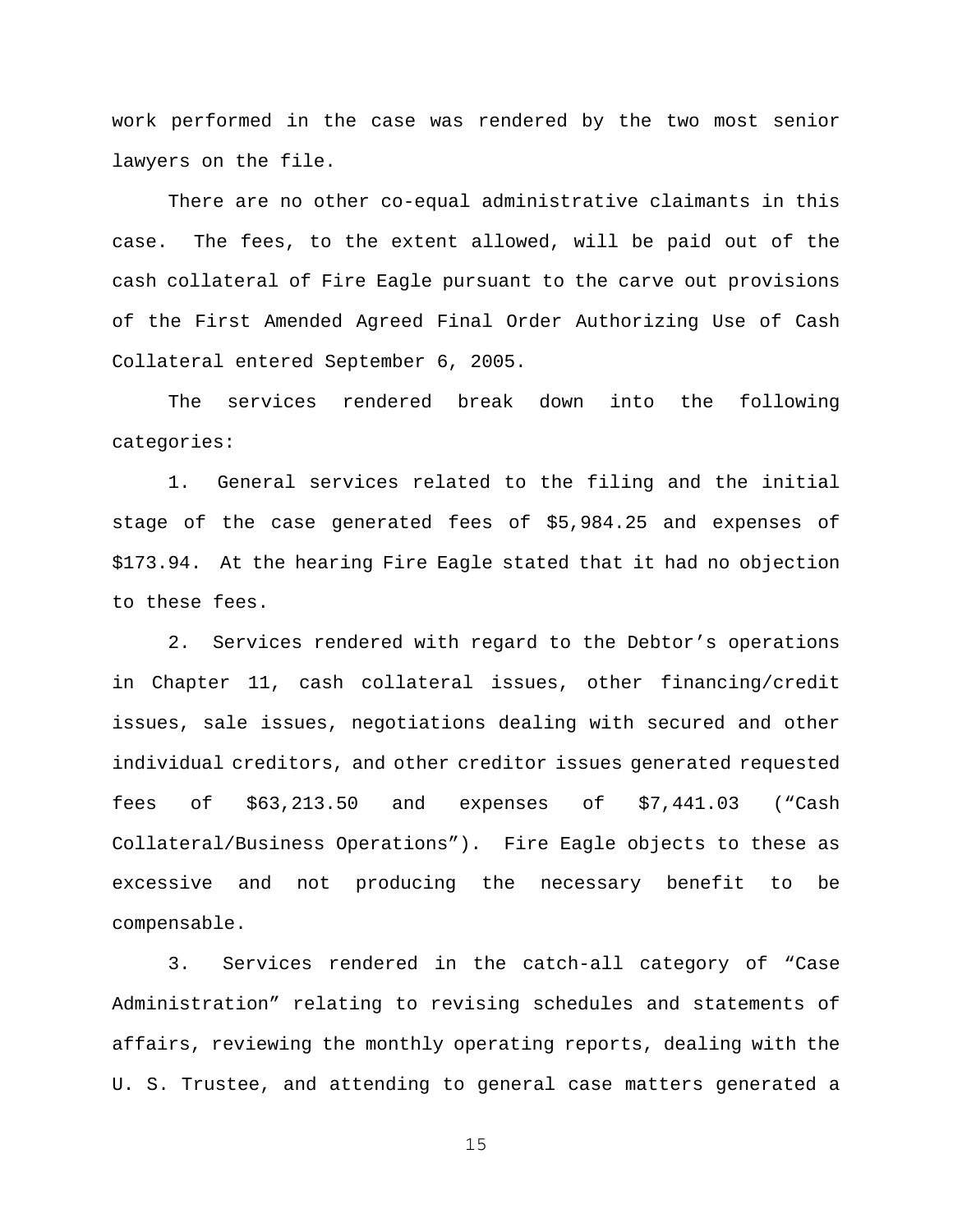work performed in the case was rendered by the two most senior lawyers on the file.

There are no other co-equal administrative claimants in this case. The fees, to the extent allowed, will be paid out of the cash collateral of Fire Eagle pursuant to the carve out provisions of the First Amended Agreed Final Order Authorizing Use of Cash Collateral entered September 6, 2005.

The services rendered break down into the following categories:

1. General services related to the filing and the initial stage of the case generated fees of $5,984.25 and expenses of $173.94. At the hearing Fire Eagle stated that it had no objection to these fees.

2. Services rendered with regard to the Debtor's operations in Chapter 11, cash collateral issues, other financing/credit issues, sale issues, negotiations dealing with secured and other individual creditors, and other creditor issues generated requested fees of $63,213.50 and expenses of $7,441.03 ("Cash Collateral/Business Operations"). Fire Eagle objects to these as excessive and not producing the necessary benefit to be compensable.

3. Services rendered in the catch-all category of "Case Administration" relating to revising schedules and statements of affairs, reviewing the monthly operating reports, dealing with the U. S. Trustee, and attending to general case matters generated a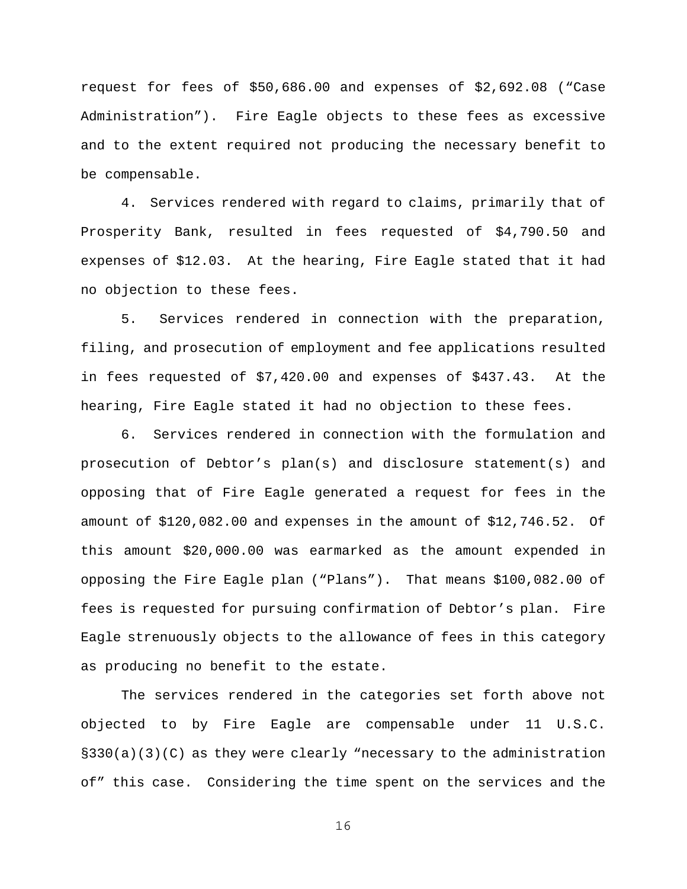request for fees of $50,686.00 and expenses of $2,692.08 ("Case Administration"). Fire Eagle objects to these fees as excessive and to the extent required not producing the necessary benefit to be compensable.

4. Services rendered with regard to claims, primarily that of Prosperity Bank, resulted in fees requested of $4,790.50 and expenses of $12.03. At the hearing, Fire Eagle stated that it had no objection to these fees.

5. Services rendered in connection with the preparation, filing, and prosecution of employment and fee applications resulted in fees requested of $7,420.00 and expenses of $437.43. At the hearing, Fire Eagle stated it had no objection to these fees.

6. Services rendered in connection with the formulation and prosecution of Debtor's plan(s) and disclosure statement(s) and opposing that of Fire Eagle generated a request for fees in the amount of $120,082.00 and expenses in the amount of $12,746.52. Of this amount $20,000.00 was earmarked as the amount expended in opposing the Fire Eagle plan ("Plans"). That means $100,082.00 of fees is requested for pursuing confirmation of Debtor's plan. Fire Eagle strenuously objects to the allowance of fees in this category as producing no benefit to the estate.

The services rendered in the categories set forth above not objected to by Fire Eagle are compensable under 11 U.S.C. §330(a)(3)(C) as they were clearly "necessary to the administration of" this case. Considering the time spent on the services and the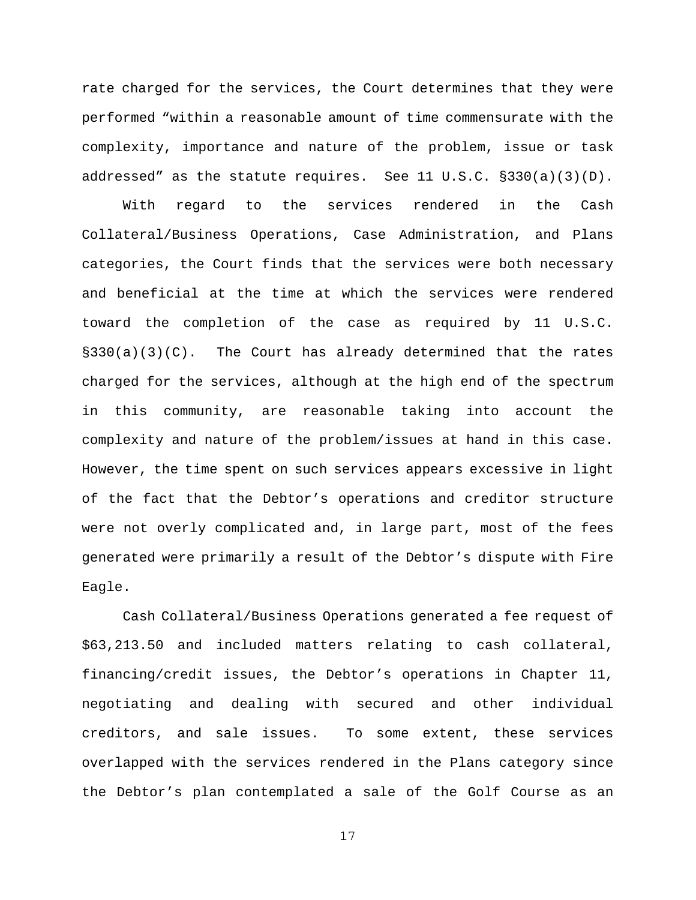rate charged for the services, the Court determines that they were performed "within a reasonable amount of time commensurate with the complexity, importance and nature of the problem, issue or task addressed" as the statute requires. See 11 U.S.C. §330(a)(3)(D).

With regard to the services rendered in the Cash Collateral/Business Operations, Case Administration, and Plans categories, the Court finds that the services were both necessary and beneficial at the time at which the services were rendered toward the completion of the case as required by 11 U.S.C. §330(a)(3)(C). The Court has already determined that the rates charged for the services, although at the high end of the spectrum in this community, are reasonable taking into account the complexity and nature of the problem/issues at hand in this case. However, the time spent on such services appears excessive in light of the fact that the Debtor's operations and creditor structure were not overly complicated and, in large part, most of the fees generated were primarily a result of the Debtor's dispute with Fire Eagle.

Cash Collateral/Business Operations generated a fee request of $63,213.50 and included matters relating to cash collateral, financing/credit issues, the Debtor's operations in Chapter 11, negotiating and dealing with secured and other individual creditors, and sale issues. To some extent, these services overlapped with the services rendered in the Plans category since the Debtor's plan contemplated a sale of the Golf Course as an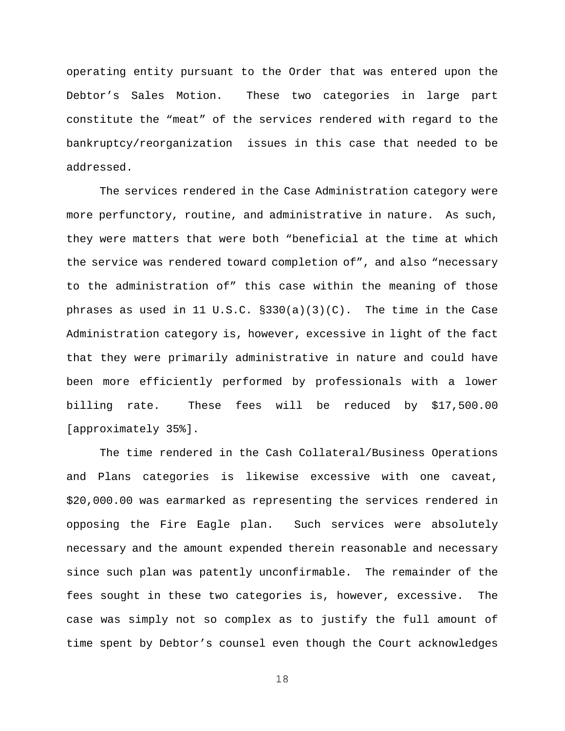operating entity pursuant to the Order that was entered upon the Debtor's Sales Motion. These two categories in large part constitute the "meat" of the services rendered with regard to the bankruptcy/reorganization issues in this case that needed to be addressed.

The services rendered in the Case Administration category were more perfunctory, routine, and administrative in nature. As such, they were matters that were both "beneficial at the time at which the service was rendered toward completion of", and also "necessary to the administration of" this case within the meaning of those phrases as used in 11 U.S.C. §330(a)(3)(C). The time in the Case Administration category is, however, excessive in light of the fact that they were primarily administrative in nature and could have been more efficiently performed by professionals with a lower billing rate. These fees will be reduced by $17,500.00 [approximately 35%].

The time rendered in the Cash Collateral/Business Operations and Plans categories is likewise excessive with one caveat, $20,000.00 was earmarked as representing the services rendered in opposing the Fire Eagle plan. Such services were absolutely necessary and the amount expended therein reasonable and necessary since such plan was patently unconfirmable. The remainder of the fees sought in these two categories is, however, excessive. The case was simply not so complex as to justify the full amount of time spent by Debtor's counsel even though the Court acknowledges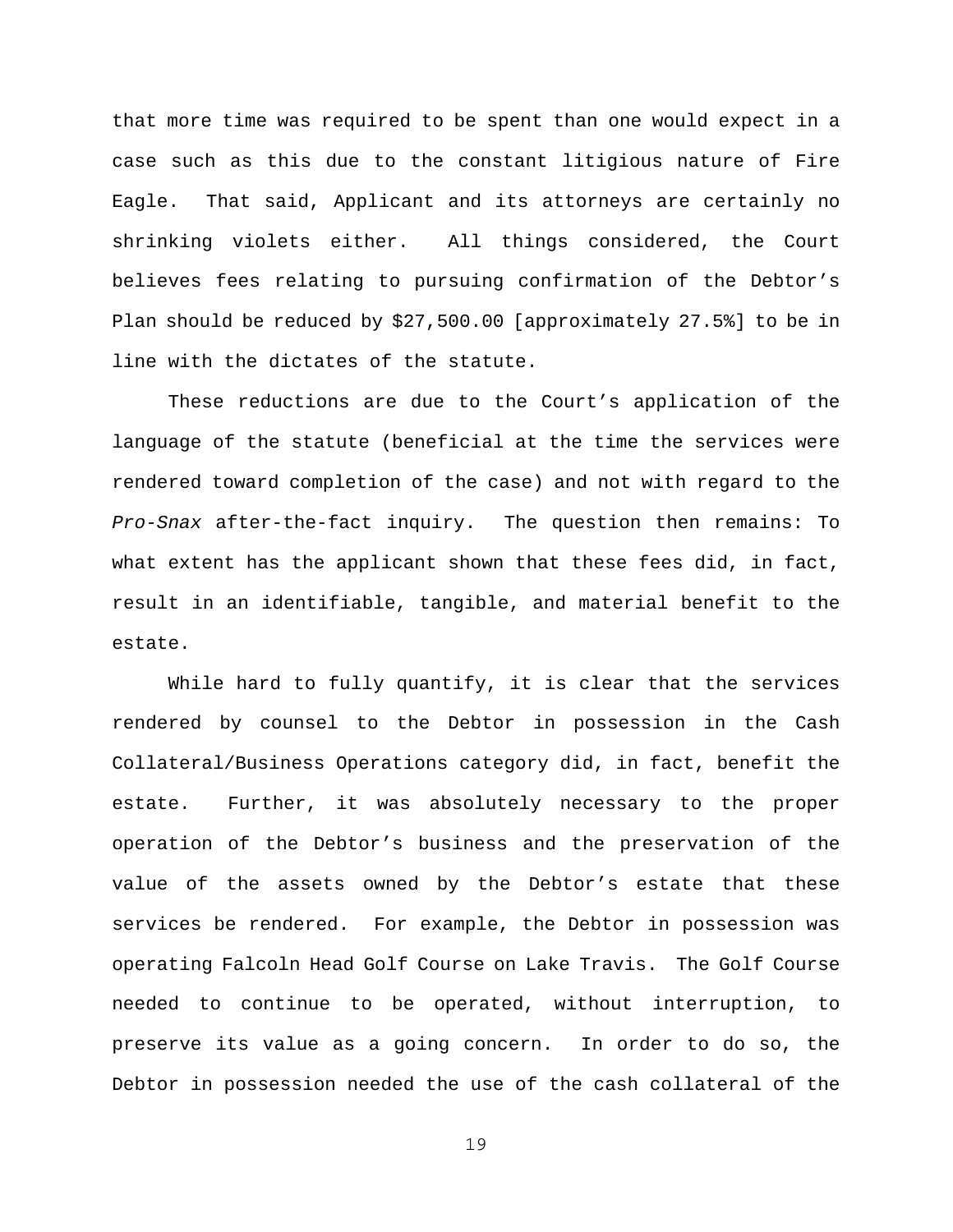that more time was required to be spent than one would expect in a case such as this due to the constant litigious nature of Fire Eagle. That said, Applicant and its attorneys are certainly no shrinking violets either. All things considered, the Court believes fees relating to pursuing confirmation of the Debtor's Plan should be reduced by $27,500.00 [approximately 27.5%] to be in line with the dictates of the statute.

These reductions are due to the Court's application of the language of the statute (beneficial at the time the services were rendered toward completion of the case) and not with regard to the *Pro-Snax* after-the-fact inquiry. The question then remains: To what extent has the applicant shown that these fees did, in fact, result in an identifiable, tangible, and material benefit to the estate.

While hard to fully quantify, it is clear that the services rendered by counsel to the Debtor in possession in the Cash Collateral/Business Operations category did, in fact, benefit the estate. Further, it was absolutely necessary to the proper operation of the Debtor's business and the preservation of the value of the assets owned by the Debtor's estate that these services be rendered. For example, the Debtor in possession was operating Falcoln Head Golf Course on Lake Travis. The Golf Course needed to continue to be operated, without interruption, to preserve its value as a going concern. In order to do so, the Debtor in possession needed the use of the cash collateral of the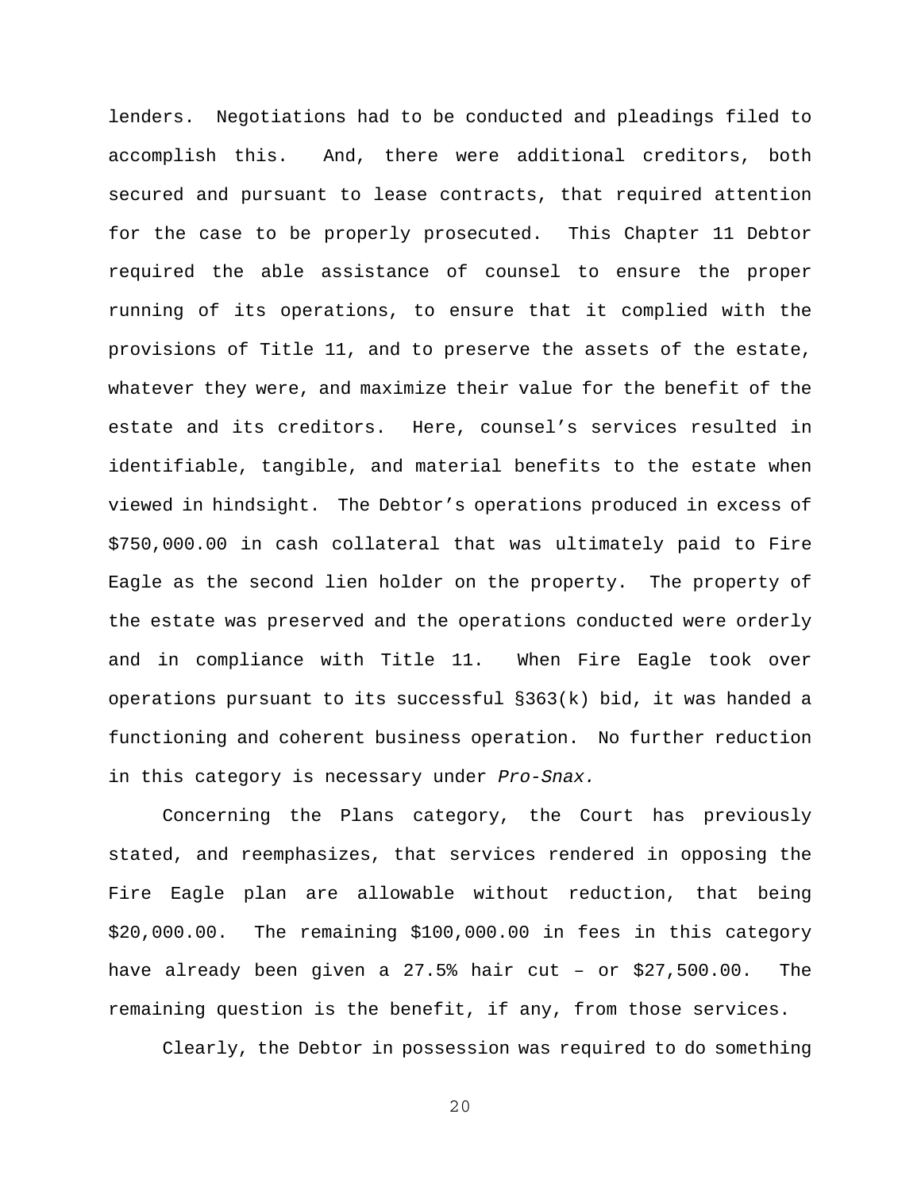lenders. Negotiations had to be conducted and pleadings filed to accomplish this. And, there were additional creditors, both secured and pursuant to lease contracts, that required attention for the case to be properly prosecuted. This Chapter 11 Debtor required the able assistance of counsel to ensure the proper running of its operations, to ensure that it complied with the provisions of Title 11, and to preserve the assets of the estate, whatever they were, and maximize their value for the benefit of the estate and its creditors. Here, counsel's services resulted in identifiable, tangible, and material benefits to the estate when viewed in hindsight. The Debtor's operations produced in excess of $750,000.00 in cash collateral that was ultimately paid to Fire Eagle as the second lien holder on the property. The property of the estate was preserved and the operations conducted were orderly and in compliance with Title 11. When Fire Eagle took over operations pursuant to its successful §363(k) bid, it was handed a functioning and coherent business operation. No further reduction in this category is necessary under *Pro-Snax.*

Concerning the Plans category, the Court has previously stated, and reemphasizes, that services rendered in opposing the Fire Eagle plan are allowable without reduction, that being $20,000.00. The remaining $100,000.00 in fees in this category have already been given a 27.5% hair cut – or $27,500.00. The remaining question is the benefit, if any, from those services.

Clearly, the Debtor in possession was required to do something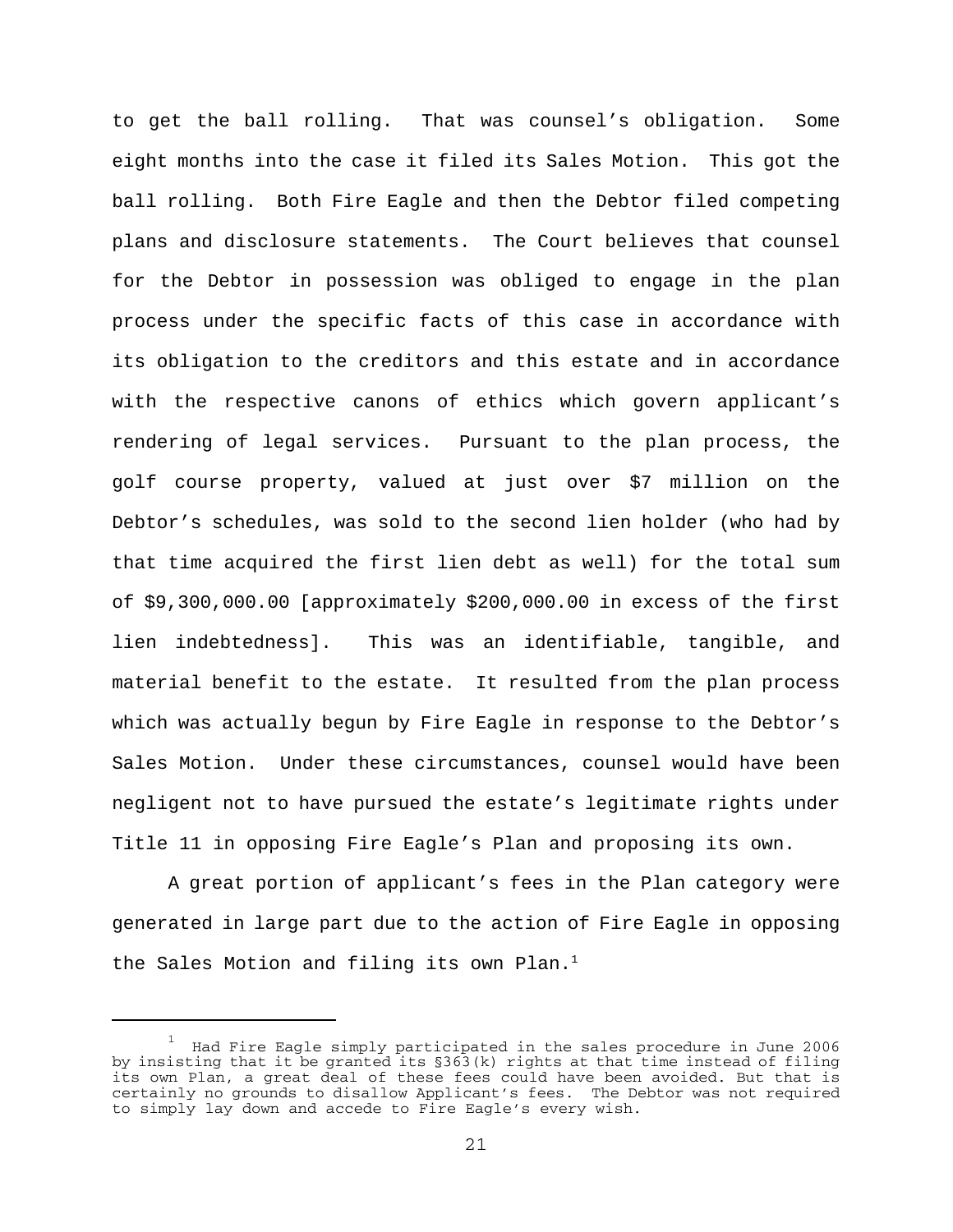to get the ball rolling. That was counsel's obligation. Some eight months into the case it filed its Sales Motion. This got the ball rolling. Both Fire Eagle and then the Debtor filed competing plans and disclosure statements. The Court believes that counsel for the Debtor in possession was obliged to engage in the plan process under the specific facts of this case in accordance with its obligation to the creditors and this estate and in accordance with the respective canons of ethics which govern applicant's rendering of legal services. Pursuant to the plan process, the golf course property, valued at just over $7 million on the Debtor's schedules, was sold to the second lien holder (who had by that time acquired the first lien debt as well) for the total sum of $9,300,000.00 [approximately $200,000.00 in excess of the first lien indebtedness]. This was an identifiable, tangible, and material benefit to the estate. It resulted from the plan process which was actually begun by Fire Eagle in response to the Debtor's Sales Motion. Under these circumstances, counsel would have been negligent not to have pursued the estate's legitimate rights under Title 11 in opposing Fire Eagle's Plan and proposing its own.

A great portion of applicant's fees in the Plan category were generated in large part due to the action of Fire Eagle in opposing the Sales Motion and filing its own Plan.[1]

---

[1] Had Fire Eagle simply participated in the sales procedure in June 2006 by insisting that it be granted its §363(k) rights at that time instead of filing its own Plan, a great deal of these fees could have been avoided. But that is certainly no grounds to disallow Applicant's fees. The Debtor was not required to simply lay down and accede to Fire Eagle's every wish.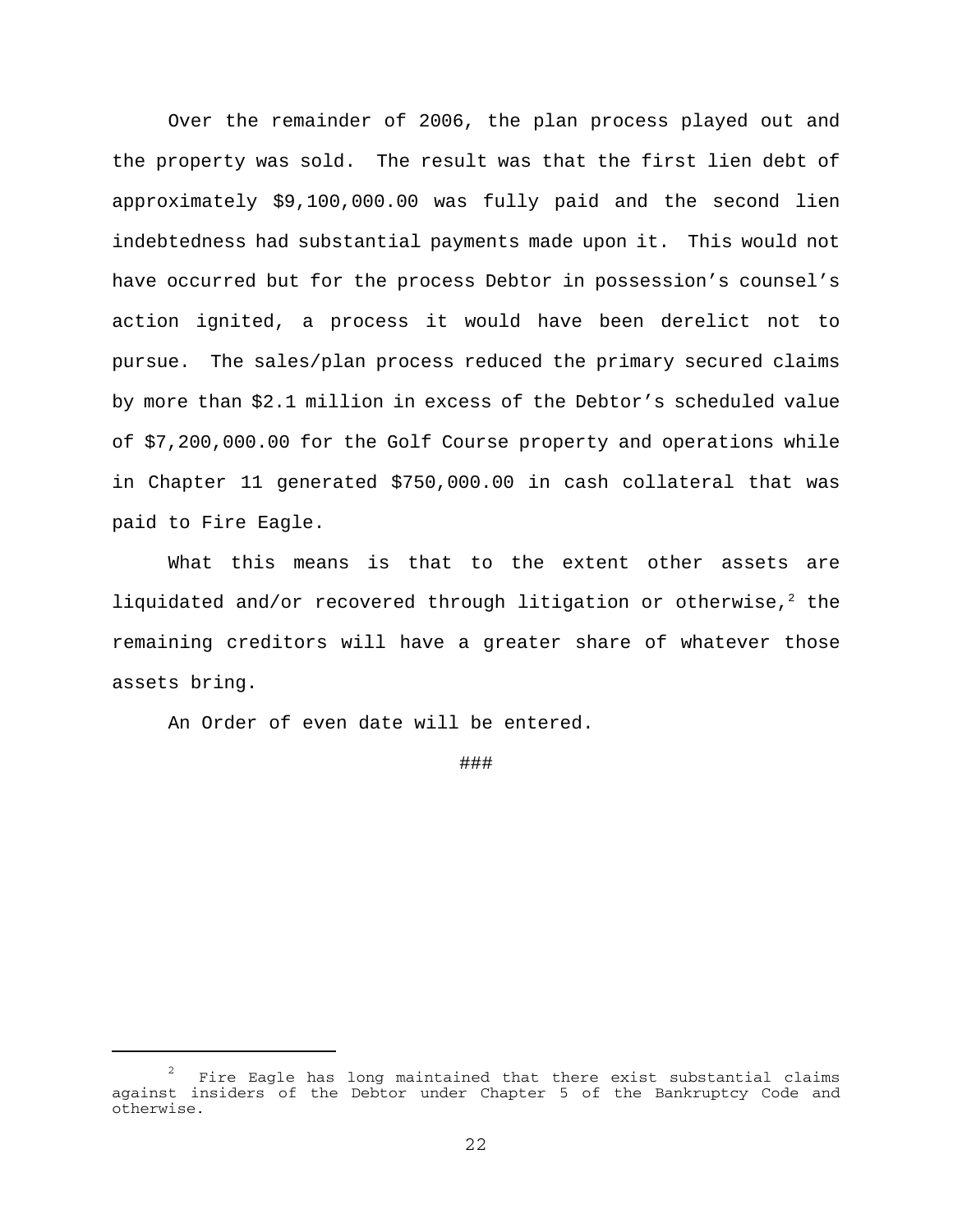Over the remainder of 2006, the plan process played out and the property was sold. The result was that the first lien debt of approximately $9,100,000.00 was fully paid and the second lien indebtedness had substantial payments made upon it. This would not have occurred but for the process Debtor in possession's counsel's action ignited, a process it would have been derelict not to pursue. The sales/plan process reduced the primary secured claims by more than $2.1 million in excess of the Debtor's scheduled value of $7,200,000.00 for the Golf Course property and operations while in Chapter 11 generated $750,000.00 in cash collateral that was paid to Fire Eagle.

What this means is that to the extent other assets are liquidated and/or recovered through litigation or otherwise,[2] the remaining creditors will have a greater share of whatever those assets bring.

An Order of even date will be entered.

###

[2] Fire Eagle has long maintained that there exist substantial claims against insiders of the Debtor under Chapter 5 of the Bankruptcy Code and otherwise.